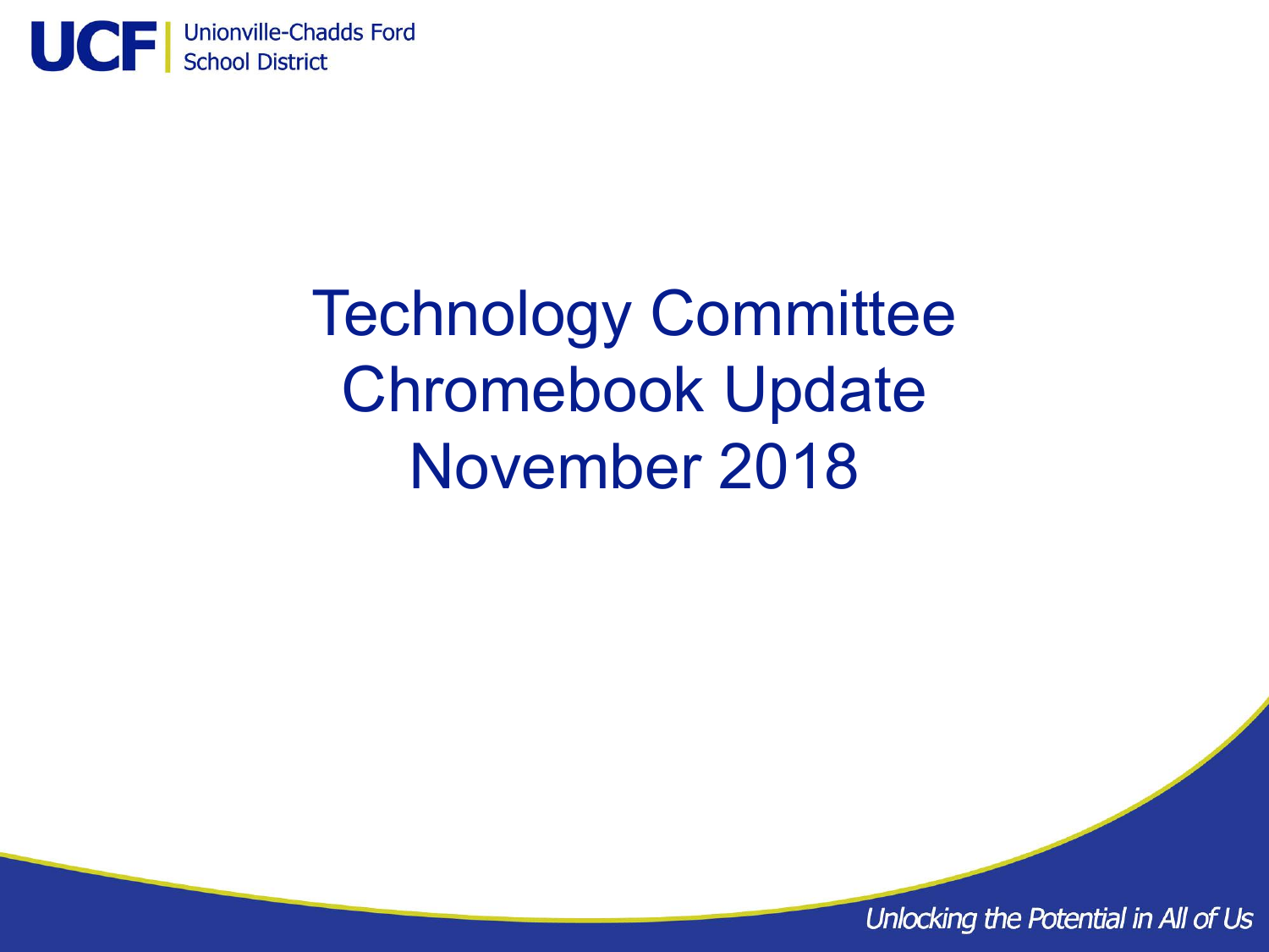UCF | Unionville-Chadds Ford School District

# Technology Committee
# Chromebook Update
# November 2018

*Unlocking the Potential in All of Us*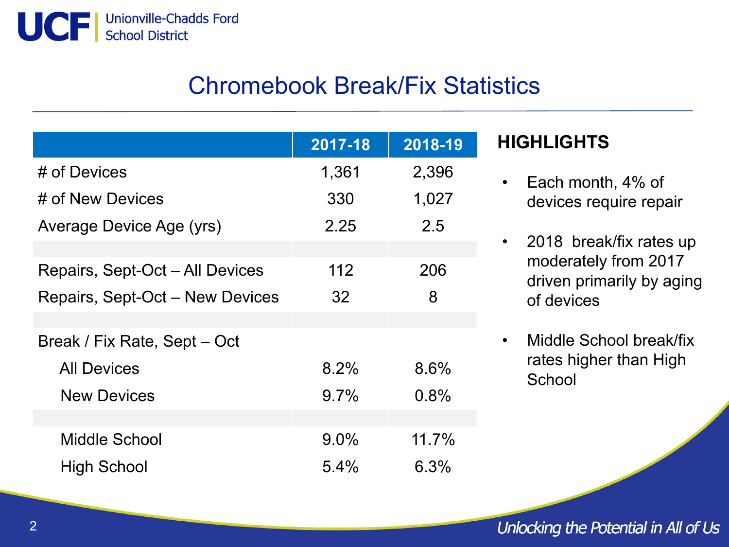# Chromebook Break/Fix Statistics

| | 2017-18 | 2018-19 |
|---|---|---|
| # of Devices | 1,361 | 2,396 |
| # of New Devices | 330 | 1,027 |
| Average Device Age (yrs) | 2.25 | 2.5 |
| | | |
| Repairs, Sept-Oct – All Devices | 112 | 206 |
| Repairs, Sept-Oct – New Devices | 32 | 8 |
| | | |
| Break / Fix Rate, Sept – Oct | | |
| All Devices | 8.2% | 8.6% |
| New Devices | 9.7% | 0.8% |
| | | |
| Middle School | 9.0% | 11.7% |
| High School | 5.4% | 6.3% |

## HIGHLIGHTS

- Each month, 4% of devices require repair
- 2018 break/fix rates up moderately from 2017 driven primarily by aging of devices
- Middle School break/fix rates higher than High School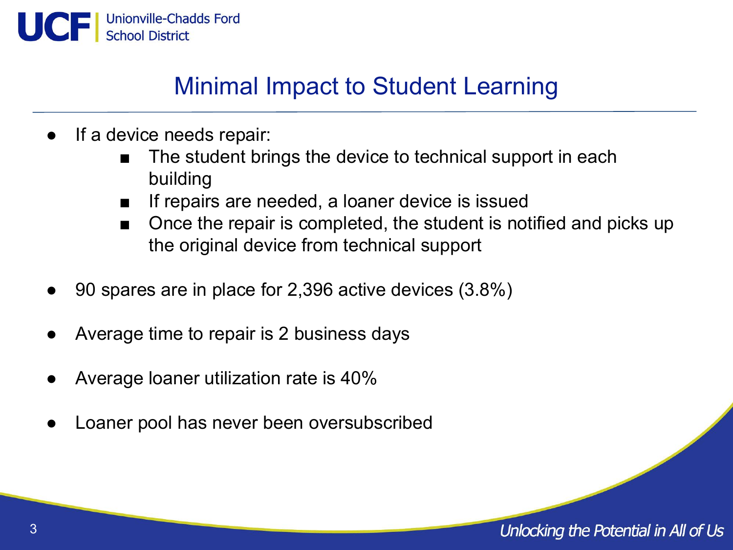# Minimal Impact to Student Learning

- If a device needs repair:
  - The student brings the device to technical support in each building
  - If repairs are needed, a loaner device is issued
  - Once the repair is completed, the student is notified and picks up the original device from technical support
- 90 spares are in place for 2,396 active devices (3.8%)
- Average time to repair is 2 business days
- Average loaner utilization rate is 40%
- Loaner pool has never been oversubscribed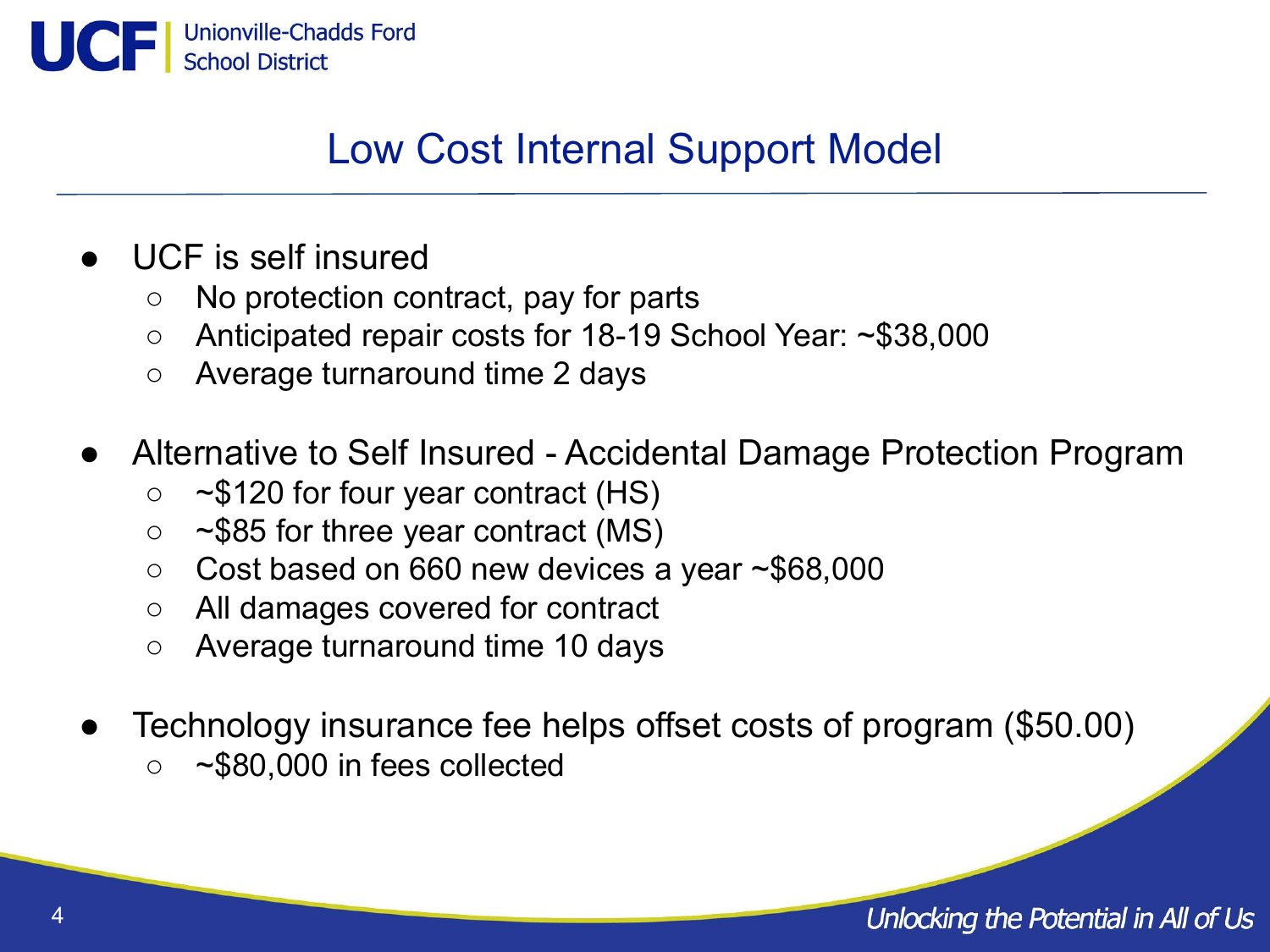# Low Cost Internal Support Model

- UCF is self insured
  - No protection contract, pay for parts
  - Anticipated repair costs for 18-19 School Year: ~$38,000
  - Average turnaround time 2 days
- Alternative to Self Insured - Accidental Damage Protection Program
  - ~$120 for four year contract (HS)
  - ~$85 for three year contract (MS)
  - Cost based on 660 new devices a year ~$68,000
  - All damages covered for contract
  - Average turnaround time 10 days
- Technology insurance fee helps offset costs of program ($50.00)
  - ~$80,000 in fees collected